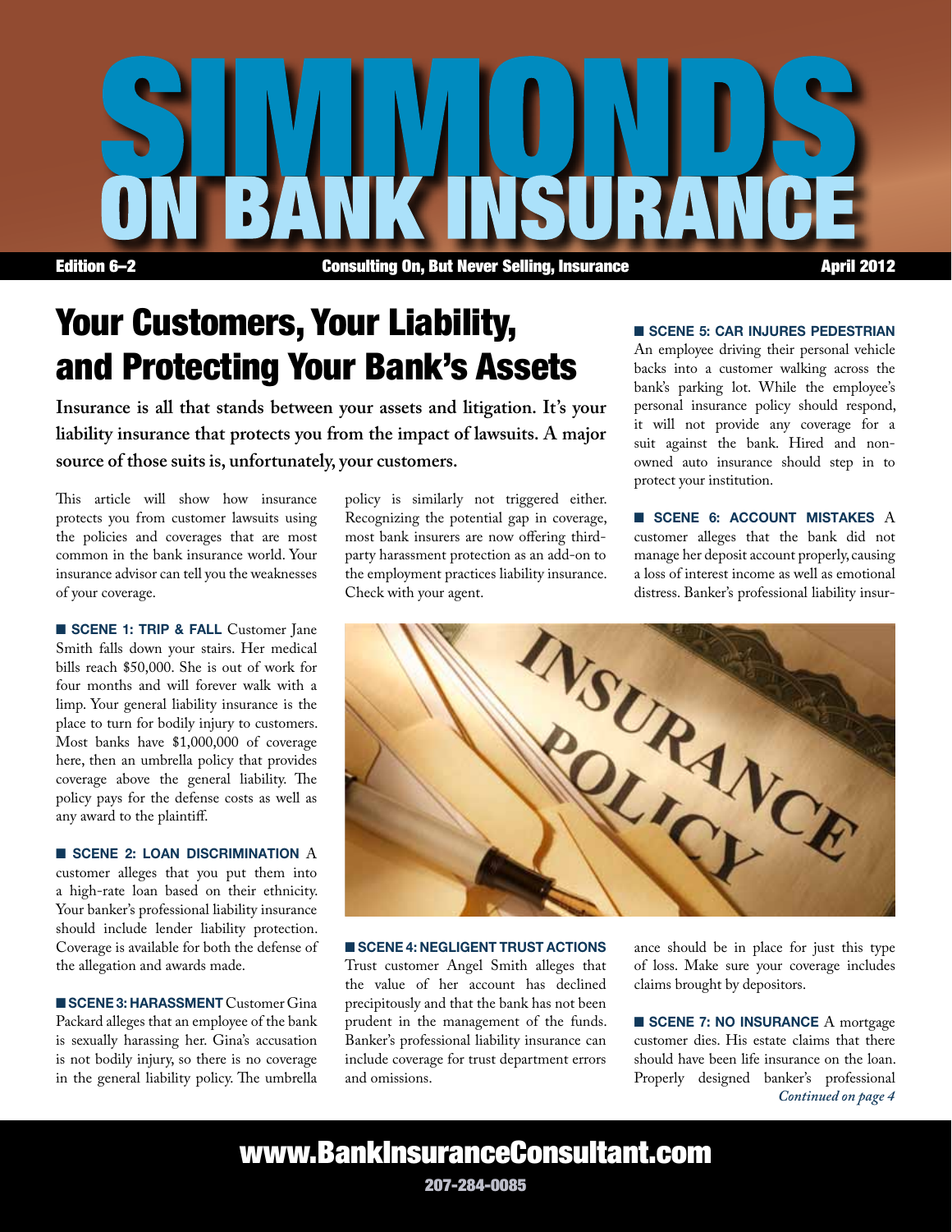# SIMMONDS ON BANK INSURANCE

Edition 6–2 | Consulting On, But Never Selling, Insurance | April 2012

## Your Customers, Your Liability, and Protecting Your Bank's Assets

**Insurance is all that stands between your assets and litigation. It's your liability insurance that protects you from the impact of lawsuits. A major source of those suits is, unfortunately, your customers.**

This article will show how insurance protects you from customer lawsuits using the policies and coverages that are most common in the bank insurance world. Your insurance advisor can tell you the weaknesses of your coverage.

■ **SCENE 1: TRIP & FALL** Customer Jane Smith falls down your stairs. Her medical bills reach $50,000. She is out of work for four months and will forever walk with a limp. Your general liability insurance is the place to turn for bodily injury to customers. Most banks have $1,000,000 of coverage here, then an umbrella policy that provides coverage above the general liability. The policy pays for the defense costs as well as any award to the plaintiff.

■ **SCENE 2: LOAN DISCRIMINATION** A customer alleges that you put them into a high-rate loan based on their ethnicity. Your banker's professional liability insurance should include lender liability protection. Coverage is available for both the defense of the allegation and awards made.

■ **SCENE 3: HARASSMENT** Customer Gina Packard alleges that an employee of the bank is sexually harassing her. Gina's accusation is not bodily injury, so there is no coverage in the general liability policy. The umbrella policy is similarly not triggered either. Recognizing the potential gap in coverage, most bank insurers are now offering third-party harassment protection as an add-on to the employment practices liability insurance. Check with your agent.

■ **SCENE 4: NEGLIGENT TRUST ACTIONS** Trust customer Angel Smith alleges that the value of her account has declined precipitously and that the bank has not been prudent in the management of the funds. Banker's professional liability insurance can include coverage for trust department errors and omissions.

■ **SCENE 5: CAR INJURES PEDESTRIAN** An employee driving their personal vehicle backs into a customer walking across the bank's parking lot. While the employee's personal insurance policy should respond, it will not provide any coverage for a suit against the bank. Hired and non-owned auto insurance should step in to protect your institution.

■ **SCENE 6: ACCOUNT MISTAKES** A customer alleges that the bank did not manage her deposit account properly, causing a loss of interest income as well as emotional distress. Banker's professional liability insurance should be in place for just this type of loss. Make sure your coverage includes claims brought by depositors.

■ **SCENE 7: NO INSURANCE** A mortgage customer dies. His estate claims that there should have been life insurance on the loan. Properly designed banker's professional

*Continued on page 4*

**www.BankInsuranceConsultant.com**

207-284-0085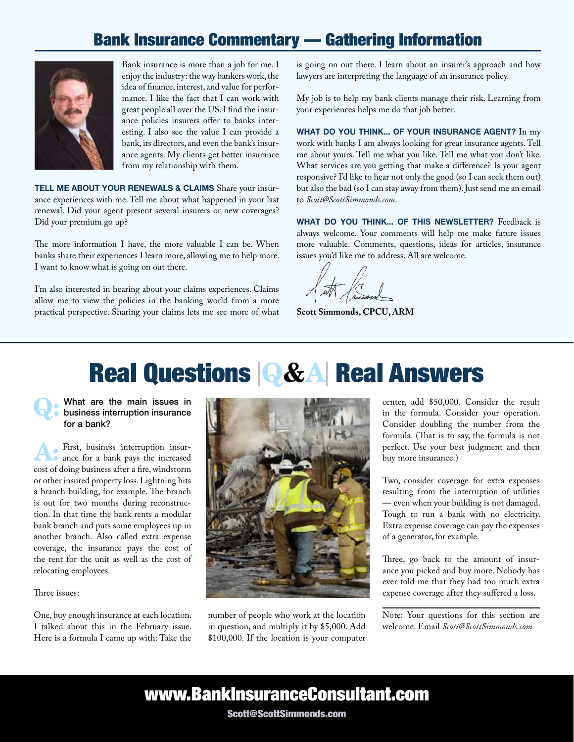## Bank Insurance Commentary — Gathering Information

Bank insurance is more than a job for me. I enjoy the industry: the way bankers work, the idea of finance, interest, and value for performance. I like the fact that I can work with great people all over the US. I find the insurance policies insurers offer to banks interesting. I also see the value I can provide a bank, its directors, and even the bank's insurance agents. My clients get better insurance from my relationship with them.

**TELL ME ABOUT YOUR RENEWALS & CLAIMS** Share your insurance experiences with me. Tell me about what happened in your last renewal. Did your agent present several insurers or new coverages? Did your premium go up?

The more information I have, the more valuable I can be. When banks share their experiences I learn more, allowing me to help more. I want to know what is going on out there.

I'm also interested in hearing about your claims experiences. Claims allow me to view the policies in the banking world from a more practical perspective. Sharing your claims lets me see more of what is going on out there. I learn about an insurer's approach and how lawyers are interpreting the language of an insurance policy.

My job is to help my bank clients manage their risk. Learning from your experiences helps me do that job better.

**WHAT DO YOU THINK... OF YOUR INSURANCE AGENT?** In my work with banks I am always looking for great insurance agents. Tell me about yours. Tell me what you like. Tell me what you don't like. What services are you getting that make a difference? Is your agent responsive? I'd like to hear not only the good (so I can seek them out) but also the bad (so I can stay away from them). Just send me an email to *Scott@ScottSimmonds.com*.

**WHAT DO YOU THINK... OF THIS NEWSLETTER?** Feedback is always welcome. Your comments will help me make future issues more valuable. Comments, questions, ideas for articles, insurance issues you'd like me to address. All are welcome.

**Scott Simmonds, CPCU, ARM**

# Real Questions | Q&A | Real Answers

**Q: What are the main issues in business interruption insurance for a bank?**

**A:** First, business interruption insurance for a bank pays the increased cost of doing business after a fire, windstorm or other insured property loss. Lightning hits a branch building, for example. The branch is out for two months during reconstruction. In that time the bank rents a modular bank branch and puts some employees up in another branch. Also called extra expense coverage, the insurance pays the cost of the rent for the unit as well as the cost of relocating employees.

Three issues:

One, buy enough insurance at each location. I talked about this in the February issue. Here is a formula I came up with: Take the number of people who work at the location in question, and multiply it by $5,000. Add $100,000. If the location is your computer center, add $50,000. Consider the result in the formula. Consider your operation. Consider doubling the number from the formula. (That is to say, the formula is not perfect. Use your best judgment and then buy more insurance.)

Two, consider coverage for extra expenses resulting from the interruption of utilities — even when your building is not damaged. Tough to run a bank with no electricity. Extra expense coverage can pay the expenses of a generator, for example.

Three, go back to the amount of insurance you picked and buy more. Nobody has ever told me that they had too much extra expense coverage after they suffered a loss.

Note: Your questions for this section are welcome. Email *Scott@ScottSimmonds.com.*

**www.BankInsuranceConsultant.com**

Scott@ScottSimmonds.com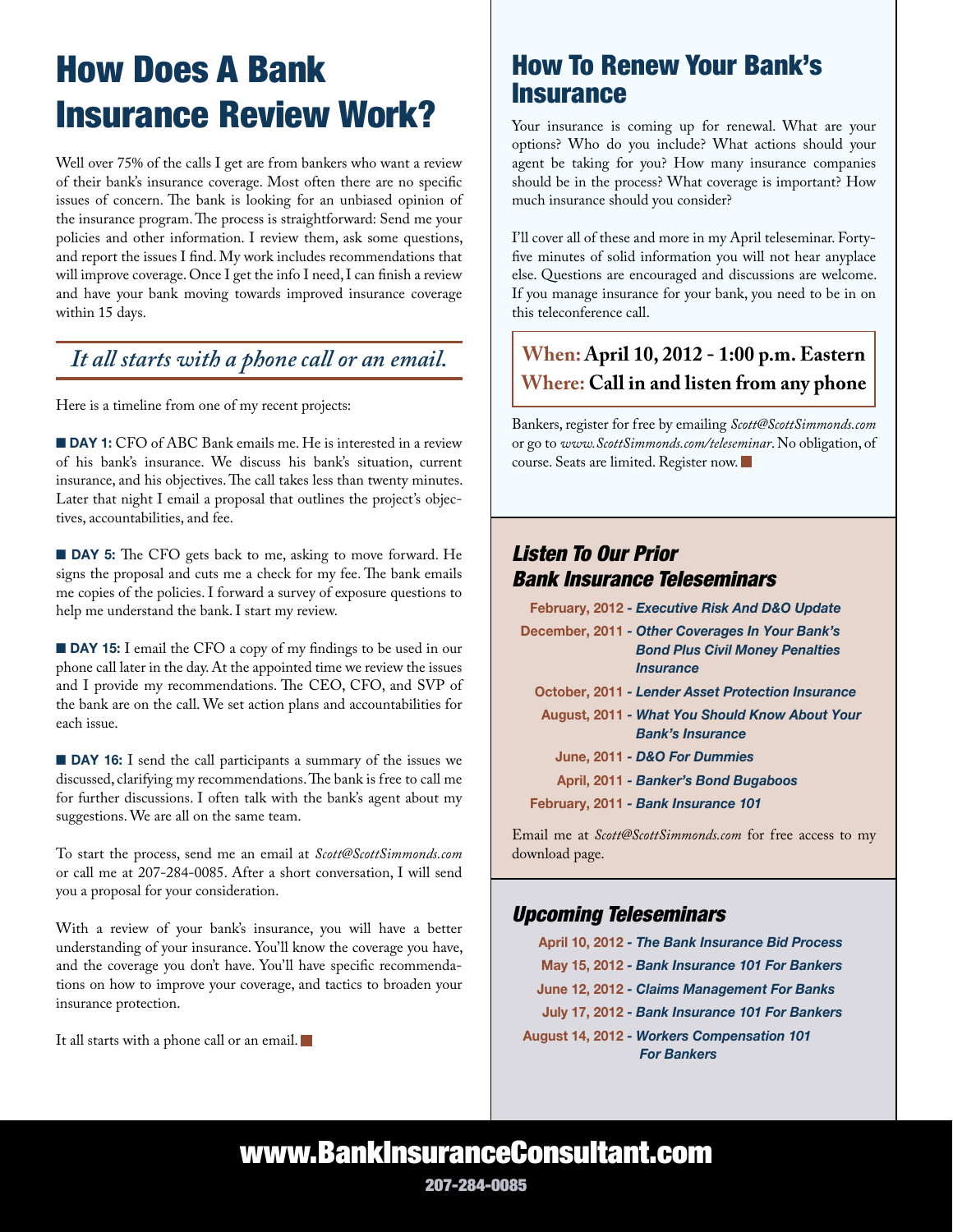# How Does A Bank Insurance Review Work?

Well over 75% of the calls I get are from bankers who want a review of their bank's insurance coverage. Most often there are no specific issues of concern. The bank is looking for an unbiased opinion of the insurance program. The process is straightforward: Send me your policies and other information. I review them, ask some questions, and report the issues I find. My work includes recommendations that will improve coverage. Once I get the info I need, I can finish a review and have your bank moving towards improved insurance coverage within 15 days.

*It all starts with a phone call or an email.*

Here is a timeline from one of my recent projects:

**DAY 1:** CFO of ABC Bank emails me. He is interested in a review of his bank's insurance. We discuss his bank's situation, current insurance, and his objectives. The call takes less than twenty minutes. Later that night I email a proposal that outlines the project's objectives, accountabilities, and fee.

**DAY 5:** The CFO gets back to me, asking to move forward. He signs the proposal and cuts me a check for my fee. The bank emails me copies of the policies. I forward a survey of exposure questions to help me understand the bank. I start my review.

**DAY 15:** I email the CFO a copy of my findings to be used in our phone call later in the day. At the appointed time we review the issues and I provide my recommendations. The CEO, CFO, and SVP of the bank are on the call. We set action plans and accountabilities for each issue.

**DAY 16:** I send the call participants a summary of the issues we discussed, clarifying my recommendations. The bank is free to call me for further discussions. I often talk with the bank's agent about my suggestions. We are all on the same team.

To start the process, send me an email at *Scott@ScottSimmonds.com* or call me at 207-284-0085. After a short conversation, I will send you a proposal for your consideration.

With a review of your bank's insurance, you will have a better understanding of your insurance. You'll know the coverage you have, and the coverage you don't have. You'll have specific recommendations on how to improve your coverage, and tactics to broaden your insurance protection.

It all starts with a phone call or an email.

## How To Renew Your Bank's Insurance

Your insurance is coming up for renewal. What are your options? Who do you include? What actions should your agent be taking for you? How many insurance companies should be in the process? What coverage is important? How much insurance should you consider?

I'll cover all of these and more in my April teleseminar. Forty-five minutes of solid information you will not hear anyplace else. Questions are encouraged and discussions are welcome. If you manage insurance for your bank, you need to be in on this teleconference call.

**When: April 10, 2012 - 1:00 p.m. Eastern**
**Where: Call in and listen from any phone**

Bankers, register for free by emailing *Scott@ScottSimmonds.com* or go to *www.ScottSimmonds.com/teleseminar*. No obligation, of course. Seats are limited. Register now.

## *Listen To Our Prior Bank Insurance Teleseminars*

- **February, 2012** - *Executive Risk And D&O Update*
- **December, 2011** - *Other Coverages In Your Bank's Bond Plus Civil Money Penalties Insurance*
- **October, 2011** - *Lender Asset Protection Insurance*
- **August, 2011** - *What You Should Know About Your Bank's Insurance*
- **June, 2011** - *D&O For Dummies*
- **April, 2011** - *Banker's Bond Bugaboos*
- **February, 2011** - *Bank Insurance 101*

Email me at *Scott@ScottSimmonds.com* for free access to my download page.

## *Upcoming Teleseminars*

- **April 10, 2012** - *The Bank Insurance Bid Process*
- **May 15, 2012** - *Bank Insurance 101 For Bankers*
- **June 12, 2012** - *Claims Management For Banks*
- **July 17, 2012** - *Bank Insurance 101 For Bankers*
- **August 14, 2012** - *Workers Compensation 101 For Bankers*

**www.BankInsuranceConsultant.com**

**207-284-0085**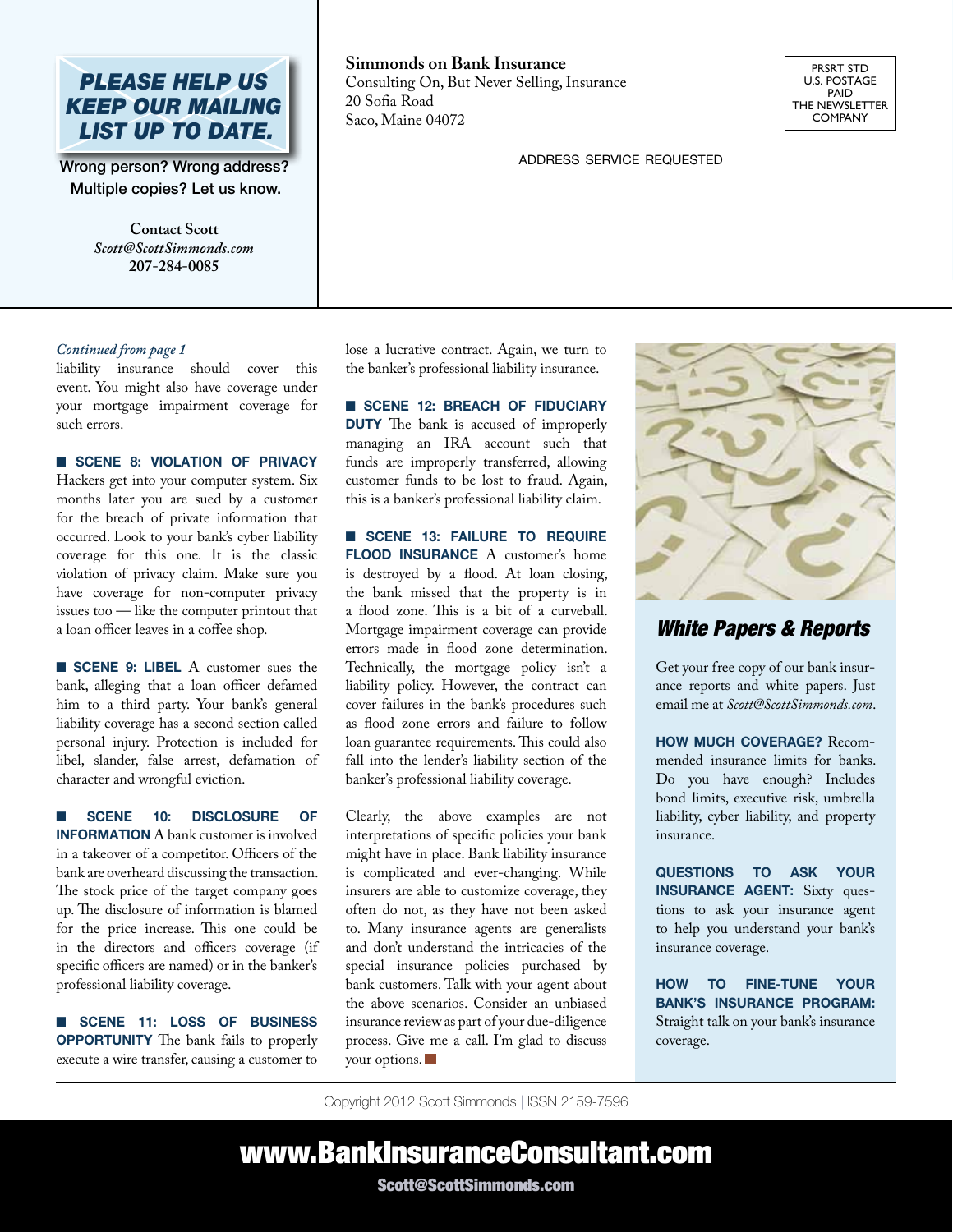**PLEASE HELP US KEEP OUR MAILING LIST UP TO DATE.**

Wrong person? Wrong address? Multiple copies? Let us know.

**Contact Scott**
*Scott@ScottSimmonds.com*
**207-284-0085**

**Simmonds on Bank Insurance**
Consulting On, But Never Selling, Insurance
20 Sofia Road
Saco, Maine 04072

PRSRT STD
U.S. POSTAGE
PAID
THE NEWSLETTER COMPANY

ADDRESS SERVICE REQUESTED

*Continued from page 1*

liability insurance should cover this event. You might also have coverage under your mortgage impairment coverage for such errors.

**SCENE 8: VIOLATION OF PRIVACY** Hackers get into your computer system. Six months later you are sued by a customer for the breach of private information that occurred. Look to your bank's cyber liability coverage for this one. It is the classic violation of privacy claim. Make sure you have coverage for non-computer privacy issues too — like the computer printout that a loan officer leaves in a coffee shop.

**SCENE 9: LIBEL** A customer sues the bank, alleging that a loan officer defamed him to a third party. Your bank's general liability coverage has a second section called personal injury. Protection is included for libel, slander, false arrest, defamation of character and wrongful eviction.

**SCENE 10: DISCLOSURE OF INFORMATION** A bank customer is involved in a takeover of a competitor. Officers of the bank are overheard discussing the transaction. The stock price of the target company goes up. The disclosure of information is blamed for the price increase. This one could be in the directors and officers coverage (if specific officers are named) or in the banker's professional liability coverage.

**SCENE 11: LOSS OF BUSINESS OPPORTUNITY** The bank fails to properly execute a wire transfer, causing a customer to lose a lucrative contract. Again, we turn to the banker's professional liability insurance.

**SCENE 12: BREACH OF FIDUCIARY DUTY** The bank is accused of improperly managing an IRA account such that funds are improperly transferred, allowing customer funds to be lost to fraud. Again, this is a banker's professional liability claim.

**SCENE 13: FAILURE TO REQUIRE FLOOD INSURANCE** A customer's home is destroyed by a flood. At loan closing, the bank missed that the property is in a flood zone. This is a bit of a curveball. Mortgage impairment coverage can provide errors made in flood zone determination. Technically, the mortgage policy isn't a liability policy. However, the contract can cover failures in the bank's procedures such as flood zone errors and failure to follow loan guarantee requirements. This could also fall into the lender's liability section of the banker's professional liability coverage.

Clearly, the above examples are not interpretations of specific policies your bank might have in place. Bank liability insurance is complicated and ever-changing. While insurers are able to customize coverage, they often do not, as they have not been asked to. Many insurance agents are generalists and don't understand the intricacies of the special insurance policies purchased by bank customers. Talk with your agent about the above scenarios. Consider an unbiased insurance review as part of your due-diligence process. Give me a call. I'm glad to discuss your options.

## White Papers & Reports

Get your free copy of our bank insurance reports and white papers. Just email me at *Scott@ScottSimmonds.com*.

**HOW MUCH COVERAGE?** Recommended insurance limits for banks. Do you have enough? Includes bond limits, executive risk, umbrella liability, cyber liability, and property insurance.

**QUESTIONS TO ASK YOUR INSURANCE AGENT:** Sixty questions to ask your insurance agent to help you understand your bank's insurance coverage.

**HOW TO FINE-TUNE YOUR BANK'S INSURANCE PROGRAM:** Straight talk on your bank's insurance coverage.

Copyright 2012 Scott Simmonds | ISSN 2159-7596

**www.BankInsuranceConsultant.com**
**Scott@ScottSimmonds.com**